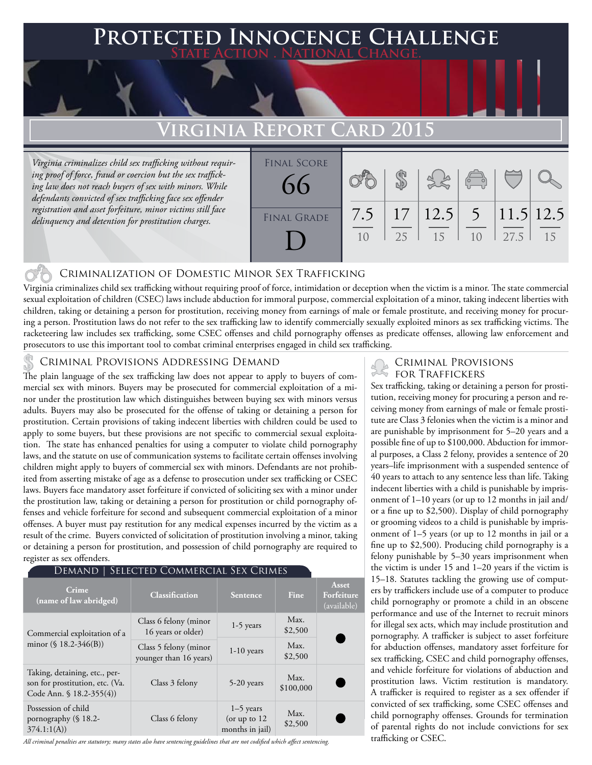# Protected Innocence Challenge

**State Action . National Change.**

## Virginia Report Card 2015

*Virginia criminalizes child sex trafficking without requiring proof of force, fraud or coercion but the sex trafficking law does not reach buyers of sex with minors. While defendants convicted of sex trafficking face sex offender registration and asset forfeiture, minor victims still face delinquency and detention for prostitution charges.*

| Final Score | Final Grade |
|---|---|
| 66 | D |

| Criminalization | Demand | Traffickers | Facilitators | Protective Provisions | Criminal Justice Tools |
|---|---|---|---|---|---|
| 7.5/10 | 17/25 | 12.5/15 | 5/10 | 11.5/27.5 | 12.5/15 |

### Criminalization of Domestic Minor Sex Trafficking

Virginia criminalizes child sex trafficking without requiring proof of force, intimidation or deception when the victim is a minor. The state commercial sexual exploitation of children (CSEC) laws include abduction for immoral purpose, commercial exploitation of a minor, taking indecent liberties with children, taking or detaining a person for prostitution, receiving money from earnings of male or female prostitute, and receiving money for procuring a person. Prostitution laws do not refer to the sex trafficking law to identify commercially sexually exploited minors as sex trafficking victims. The racketeering law includes sex trafficking, some CSEC offenses and child pornography offenses as predicate offenses, allowing law enforcement and prosecutors to use this important tool to combat criminal enterprises engaged in child sex trafficking.

### Criminal Provisions Addressing Demand

The plain language of the sex trafficking law does not appear to apply to buyers of commercial sex with minors. Buyers may be prosecuted for commercial exploitation of a minor under the prostitution law which distinguishes between buying sex with minors versus adults. Buyers may also be prosecuted for the offense of taking or detaining a person for prostitution. Certain provisions of taking indecent liberties with children could be used to apply to some buyers, but these provisions are not specific to commercial sexual exploitation. The state has enhanced penalties for using a computer to violate child pornography laws, and the statute on use of communication systems to facilitate certain offenses involving children might apply to buyers of commercial sex with minors. Defendants are not prohibited from asserting mistake of age as a defense to prosecution under sex trafficking or CSEC laws. Buyers face mandatory asset forfeiture if convicted of soliciting sex with a minor under the prostitution law, taking or detaining a person for prostitution or child pornography offenses and vehicle forfeiture for second and subsequent commercial exploitation of a minor offenses. A buyer must pay restitution for any medical expenses incurred by the victim as a result of the crime. Buyers convicted of solicitation of prostitution involving a minor, taking or detaining a person for prostitution, and possession of child pornography are required to register as sex offenders.

**Demand | Selected Commercial Sex Crimes**

| Crime (name of law abridged) | Classification | Sentence | Fine | Asset Forfeiture (available) |
|---|---|---|---|---|
| Commercial exploitation of a minor (§ 18.2-346(B)) | Class 6 felony (minor 16 years or older) | 1-5 years | Max. $2,500 | ● |
| | Class 5 felony (minor younger than 16 years) | 1-10 years | Max. $2,500 | |
| Taking, detaining, etc., person for prostitution, etc. (Va. Code Ann. § 18.2-355(4)) | Class 3 felony | 5-20 years | Max. $100,000 | ● |
| Possession of child pornography (§ 18.2-374.1:1(A)) | Class 6 felony | 1–5 years (or up to 12 months in jail) | Max. $2,500 | ● |

*All criminal penalties are statutory; many states also have sentencing guidelines that are not codified which affect sentencing.*

### Criminal Provisions for Traffickers

Sex trafficking, taking or detaining a person for prostitution, receiving money for procuring a person and receiving money from earnings of male or female prostitute are Class 3 felonies when the victim is a minor and are punishable by imprisonment for 5–20 years and a possible fine of up to $100,000. Abduction for immoral purposes, a Class 2 felony, provides a sentence of 20 years–life imprisonment with a suspended sentence of 40 years to attach to any sentence less than life. Taking indecent liberties with a child is punishable by imprisonment of 1–10 years (or up to 12 months in jail and/or a fine up to $2,500). Display of child pornography or grooming videos to a child is punishable by imprisonment of 1–5 years (or up to 12 months in jail or a fine up to $2,500). Producing child pornography is a felony punishable by 5–30 years imprisonment when the victim is under 15 and 1–20 years if the victim is 15–18. Statutes tackling the growing use of computers by traffickers include use of a computer to produce child pornography or promote a child in an obscene performance and use of the Internet to recruit minors for illegal sex acts, which may include prostitution and pornography. A trafficker is subject to asset forfeiture for abduction offenses, mandatory asset forfeiture for sex trafficking, CSEC and child pornography offenses, and vehicle forfeiture for violations of abduction and prostitution laws. Victim restitution is mandatory. A trafficker is required to register as a sex offender if convicted of sex trafficking, some CSEC offenses and child pornography offenses. Grounds for termination of parental rights do not include convictions for sex trafficking or CSEC.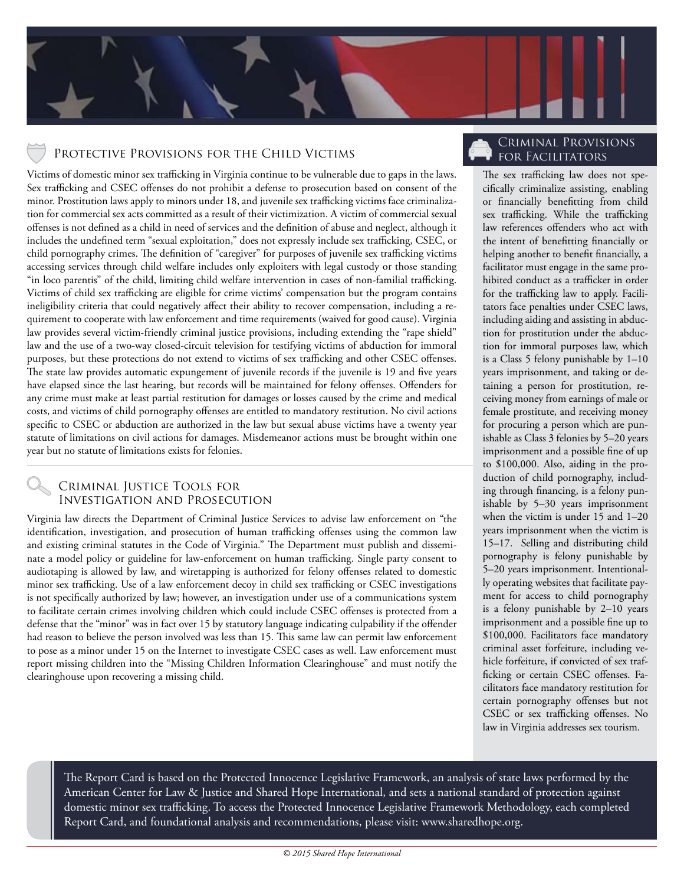## Protective Provisions for the Child Victims

Victims of domestic minor sex trafficking in Virginia continue to be vulnerable due to gaps in the laws. Sex trafficking and CSEC offenses do not prohibit a defense to prosecution based on consent of the minor. Prostitution laws apply to minors under 18, and juvenile sex trafficking victims face criminalization for commercial sex acts committed as a result of their victimization. A victim of commercial sexual offenses is not defined as a child in need of services and the definition of abuse and neglect, although it includes the undefined term "sexual exploitation," does not expressly include sex trafficking, CSEC, or child pornography crimes. The definition of "caregiver" for purposes of juvenile sex trafficking victims accessing services through child welfare includes only exploiters with legal custody or those standing "in loco parentis" of the child, limiting child welfare intervention in cases of non-familial trafficking. Victims of child sex trafficking are eligible for crime victims' compensation but the program contains ineligibility criteria that could negatively affect their ability to recover compensation, including a requirement to cooperate with law enforcement and time requirements (waived for good cause). Virginia law provides several victim-friendly criminal justice provisions, including extending the "rape shield" law and the use of a two-way closed-circuit television for testifying victims of abduction for immoral purposes, but these protections do not extend to victims of sex trafficking and other CSEC offenses. The state law provides automatic expungement of juvenile records if the juvenile is 19 and five years have elapsed since the last hearing, but records will be maintained for felony offenses. Offenders for any crime must make at least partial restitution for damages or losses caused by the crime and medical costs, and victims of child pornography offenses are entitled to mandatory restitution. No civil actions specific to CSEC or abduction are authorized in the law but sexual abuse victims have a twenty year statute of limitations on civil actions for damages. Misdemeanor actions must be brought within one year but no statute of limitations exists for felonies.

## Criminal Justice Tools for Investigation and Prosecution

Virginia law directs the Department of Criminal Justice Services to advise law enforcement on "the identification, investigation, and prosecution of human trafficking offenses using the common law and existing criminal statutes in the Code of Virginia." The Department must publish and disseminate a model policy or guideline for law-enforcement on human trafficking. Single party consent to audiotaping is allowed by law, and wiretapping is authorized for felony offenses related to domestic minor sex trafficking. Use of a law enforcement decoy in child sex trafficking or CSEC investigations is not specifically authorized by law; however, an investigation under use of a communications system to facilitate certain crimes involving children which could include CSEC offenses is protected from a defense that the "minor" was in fact over 15 by statutory language indicating culpability if the offender had reason to believe the person involved was less than 15. This same law can permit law enforcement to pose as a minor under 15 on the Internet to investigate CSEC cases as well. Law enforcement must report missing children into the "Missing Children Information Clearinghouse" and must notify the clearinghouse upon recovering a missing child.

## Criminal Provisions for Facilitators

The sex trafficking law does not specifically criminalize assisting, enabling or financially benefitting from child sex trafficking. While the trafficking law references offenders who act with the intent of benefitting financially or helping another to benefit financially, a facilitator must engage in the same prohibited conduct as a trafficker in order for the trafficking law to apply. Facilitators face penalties under CSEC laws, including aiding and assisting in abduction for prostitution under the abduction for immoral purposes law, which is a Class 5 felony punishable by 1–10 years imprisonment, and taking or detaining a person for prostitution, receiving money from earnings of male or female prostitute, and receiving money for procuring a person which are punishable as Class 3 felonies by 5–20 years imprisonment and a possible fine of up to $100,000. Also, aiding in the production of child pornography, including through financing, is a felony punishable by 5–30 years imprisonment when the victim is under 15 and 1–20 years imprisonment when the victim is 15–17. Selling and distributing child pornography is felony punishable by 5–20 years imprisonment. Intentionally operating websites that facilitate payment for access to child pornography is a felony punishable by 2–10 years imprisonment and a possible fine up to $100,000. Facilitators face mandatory criminal asset forfeiture, including vehicle forfeiture, if convicted of sex trafficking or certain CSEC offenses. Facilitators face mandatory restitution for certain pornography offenses but not CSEC or sex trafficking offenses. No law in Virginia addresses sex tourism.

The Report Card is based on the Protected Innocence Legislative Framework, an analysis of state laws performed by the American Center for Law & Justice and Shared Hope International, and sets a national standard of protection against domestic minor sex trafficking. To access the Protected Innocence Legislative Framework Methodology, each completed Report Card, and foundational analysis and recommendations, please visit: www.sharedhope.org.

*© 2015 Shared Hope International*